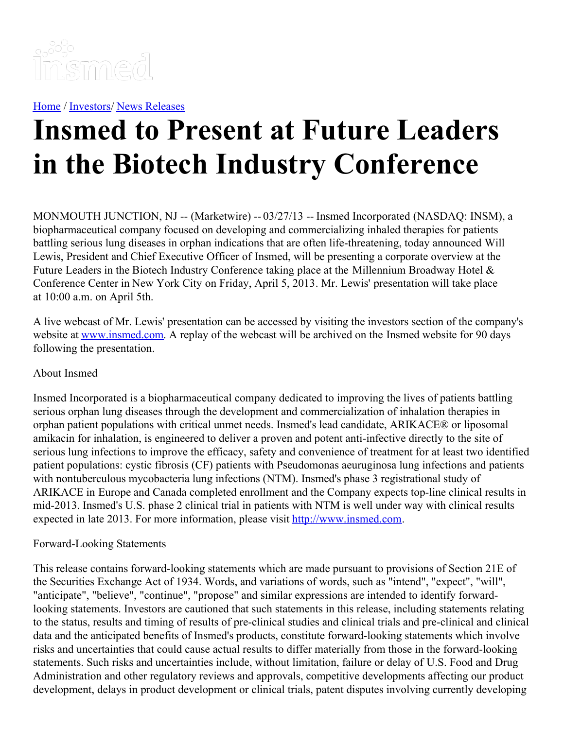Home / Investors/ News Releases

# Insmed to Present at Future Leaders in the Biotech Industry Conference

MONMOUTH JUNCTION, NJ -- (Marketwire) -- 03/27/13 -- Insmed Incorporated (NASDAQ: INSM), a biopharmaceutical company focused on developing and commercializing inhaled therapies for patients battling serious lung diseases in orphan indications that are often life-threatening, today announced Will Lewis, President and Chief Executive Officer of Insmed, will be presenting a corporate overview at the Future Leaders in the Biotech Industry Conference taking place at the Millennium Broadway Hotel & Conference Center in New York City on Friday, April 5, 2013. Mr. Lewis' presentation will take place at 10:00 a.m. on April 5th.

A live webcast of Mr. Lewis' presentation can be accessed by visiting the investors section of the company's website at www.insmed.com. A replay of the webcast will be archived on the Insmed website for 90 days following the presentation.

About Insmed

Insmed Incorporated is a biopharmaceutical company dedicated to improving the lives of patients battling serious orphan lung diseases through the development and commercialization of inhalation therapies in orphan patient populations with critical unmet needs. Insmed's lead candidate, ARIKACE® or liposomal amikacin for inhalation, is engineered to deliver a proven and potent anti-infective directly to the site of serious lung infections to improve the efficacy, safety and convenience of treatment for at least two identified patient populations: cystic fibrosis (CF) patients with Pseudomonas aeuruginosa lung infections and patients with nontuberculous mycobacteria lung infections (NTM). Insmed's phase 3 registrational study of ARIKACE in Europe and Canada completed enrollment and the Company expects top-line clinical results in mid-2013. Insmed's U.S. phase 2 clinical trial in patients with NTM is well under way with clinical results expected in late 2013. For more information, please visit http://www.insmed.com.

Forward-Looking Statements

This release contains forward-looking statements which are made pursuant to provisions of Section 21E of the Securities Exchange Act of 1934. Words, and variations of words, such as "intend", "expect", "will", "anticipate", "believe", "continue", "propose" and similar expressions are intended to identify forward-looking statements. Investors are cautioned that such statements in this release, including statements relating to the status, results and timing of results of pre-clinical studies and clinical trials and pre-clinical and clinical data and the anticipated benefits of Insmed's products, constitute forward-looking statements which involve risks and uncertainties that could cause actual results to differ materially from those in the forward-looking statements. Such risks and uncertainties include, without limitation, failure or delay of U.S. Food and Drug Administration and other regulatory reviews and approvals, competitive developments affecting our product development, delays in product development or clinical trials, patent disputes involving currently developing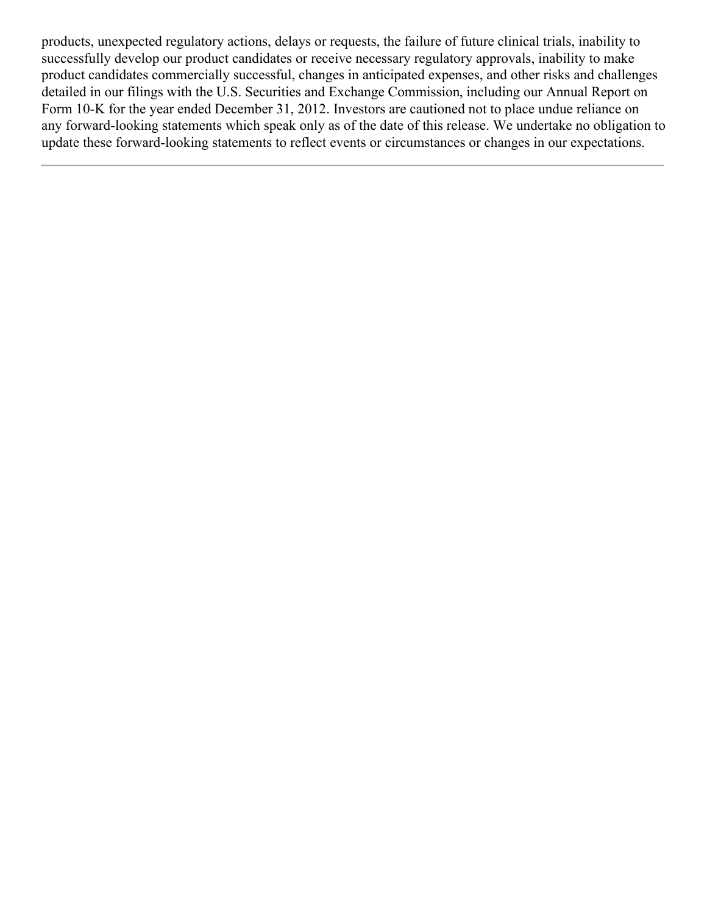products, unexpected regulatory actions, delays or requests, the failure of future clinical trials, inability to successfully develop our product candidates or receive necessary regulatory approvals, inability to make product candidates commercially successful, changes in anticipated expenses, and other risks and challenges detailed in our filings with the U.S. Securities and Exchange Commission, including our Annual Report on Form 10-K for the year ended December 31, 2012. Investors are cautioned not to place undue reliance on any forward-looking statements which speak only as of the date of this release. We undertake no obligation to update these forward-looking statements to reflect events or circumstances or changes in our expectations.

---